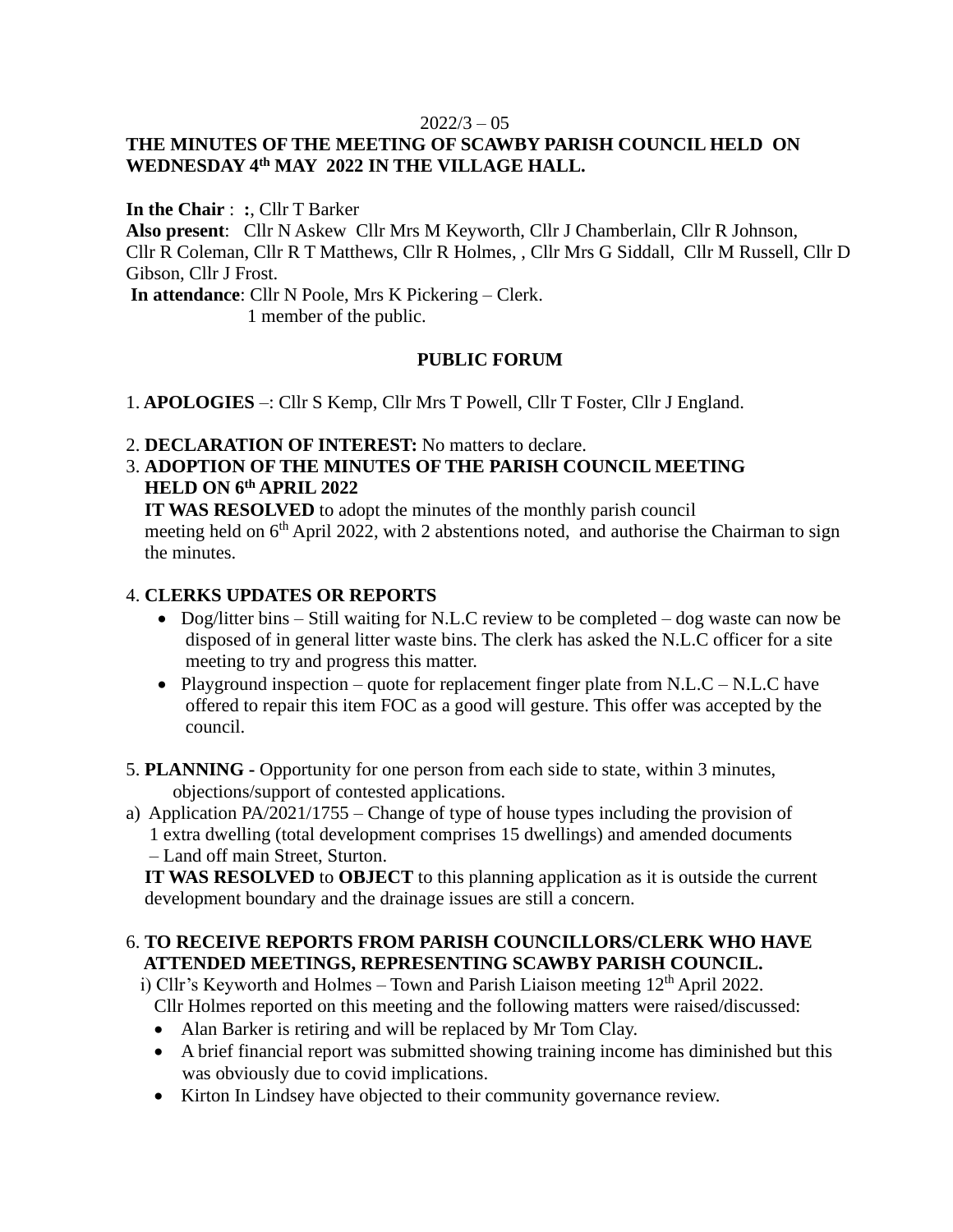2022/3 – 05

**THE MINUTES OF THE MEETING OF SCAWBY PARISH COUNCIL HELD ON WEDNESDAY 4th MAY 2022 IN THE VILLAGE HALL.**

**In the Chair** : **:**, Cllr T Barker

**Also present**: Cllr N Askew Cllr Mrs M Keyworth, Cllr J Chamberlain, Cllr R Johnson, Cllr R Coleman, Cllr R T Matthews, Cllr R Holmes, , Cllr Mrs G Siddall, Cllr M Russell, Cllr D Gibson, Cllr J Frost.

**In attendance**: Cllr N Poole, Mrs K Pickering – Clerk.
1 member of the public.

**PUBLIC FORUM**

1. **APOLOGIES** –: Cllr S Kemp, Cllr Mrs T Powell, Cllr T Foster, Cllr J England.

2. **DECLARATION OF INTEREST:** No matters to declare.

3. **ADOPTION OF THE MINUTES OF THE PARISH COUNCIL MEETING HELD ON 6th APRIL 2022**
   **IT WAS RESOLVED** to adopt the minutes of the monthly parish council meeting held on 6th April 2022, with 2 abstentions noted, and authorise the Chairman to sign the minutes.

4. **CLERKS UPDATES OR REPORTS**
   - Dog/litter bins – Still waiting for N.L.C review to be completed – dog waste can now be disposed of in general litter waste bins. The clerk has asked the N.L.C officer for a site meeting to try and progress this matter.
   - Playground inspection – quote for replacement finger plate from N.L.C – N.L.C have offered to repair this item FOC as a good will gesture. This offer was accepted by the council.

5. **PLANNING -** Opportunity for one person from each side to state, within 3 minutes, objections/support of contested applications.

a) Application PA/2021/1755 – Change of type of house types including the provision of 1 extra dwelling (total development comprises 15 dwellings) and amended documents – Land off main Street, Sturton.
   **IT WAS RESOLVED** to **OBJECT** to this planning application as it is outside the current development boundary and the drainage issues are still a concern.

6. **TO RECEIVE REPORTS FROM PARISH COUNCILLORS/CLERK WHO HAVE ATTENDED MEETINGS, REPRESENTING SCAWBY PARISH COUNCIL.**
   i) Cllr's Keyworth and Holmes – Town and Parish Liaison meeting 12th April 2022.
   Cllr Holmes reported on this meeting and the following matters were raised/discussed:
   - Alan Barker is retiring and will be replaced by Mr Tom Clay.
   - A brief financial report was submitted showing training income has diminished but this was obviously due to covid implications.
   - Kirton In Lindsey have objected to their community governance review.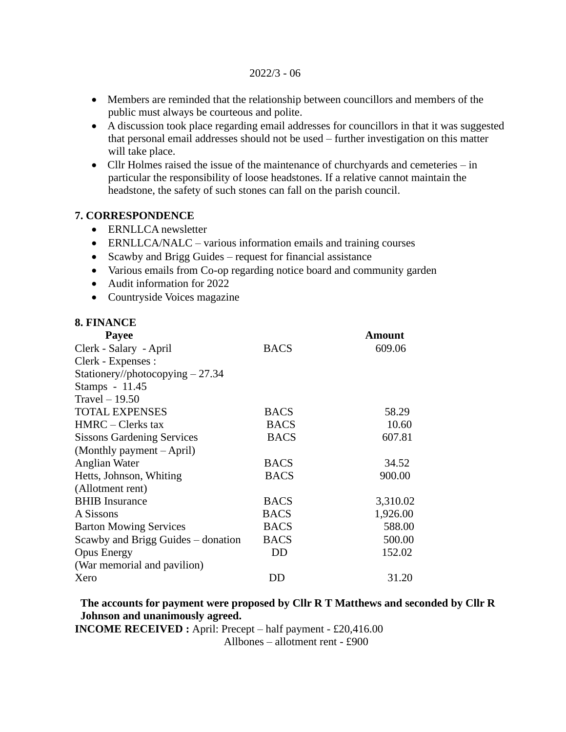2022/3 - 06

- Members are reminded that the relationship between councillors and members of the public must always be courteous and polite.
- A discussion took place regarding email addresses for councillors in that it was suggested that personal email addresses should not be used – further investigation on this matter will take place.
- Cllr Holmes raised the issue of the maintenance of churchyards and cemeteries – in particular the responsibility of loose headstones. If a relative cannot maintain the headstone, the safety of such stones can fall on the parish council.

**7. CORRESPONDENCE**

- ERNLLCA newsletter
- ERNLLCA/NALC – various information emails and training courses
- Scawby and Brigg Guides – request for financial assistance
- Various emails from Co-op regarding notice board and community garden
- Audit information for 2022
- Countryside Voices magazine

**8. FINANCE**

| **Payee** | | **Amount** |
|---|---|---|
| Clerk - Salary - April | BACS | 609.06 |
| Clerk - Expenses : | | |
| Stationery//photocopying – 27.34 | | |
| Stamps - 11.45 | | |
| Travel – 19.50 | | |
| TOTAL EXPENSES | BACS | 58.29 |
| HMRC – Clerks tax | BACS | 10.60 |
| Sissons Gardening Services (Monthly payment – April) | BACS | 607.81 |
| Anglian Water | BACS | 34.52 |
| Hetts, Johnson, Whiting (Allotment rent) | BACS | 900.00 |
| BHIB Insurance | BACS | 3,310.02 |
| A Sissons | BACS | 1,926.00 |
| Barton Mowing Services | BACS | 588.00 |
| Scawby and Brigg Guides – donation | BACS | 500.00 |
| Opus Energy (War memorial and pavilion) | DD | 152.02 |
| Xero | DD | 31.20 |

**The accounts for payment were proposed by Cllr R T Matthews and seconded by Cllr R Johnson and unanimously agreed.**

**INCOME RECEIVED :** April: Precept – half payment - £20,416.00
Allbones – allotment rent - £900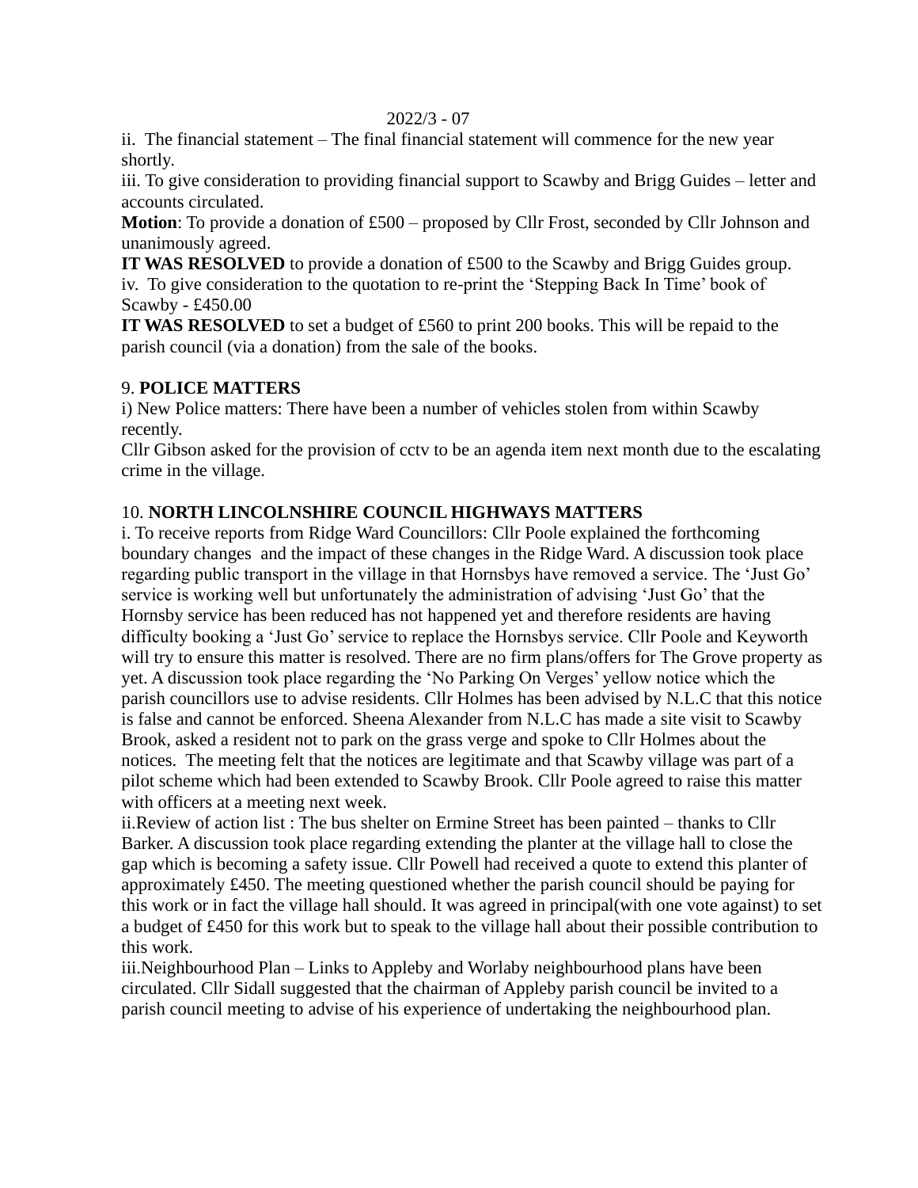ii. The financial statement – The final financial statement will commence for the new year shortly.

iii. To give consideration to providing financial support to Scawby and Brigg Guides – letter and accounts circulated.

**Motion**: To provide a donation of £500 – proposed by Cllr Frost, seconded by Cllr Johnson and unanimously agreed.

**IT WAS RESOLVED** to provide a donation of £500 to the Scawby and Brigg Guides group.

iv. To give consideration to the quotation to re-print the 'Stepping Back In Time' book of Scawby - £450.00

**IT WAS RESOLVED** to set a budget of £560 to print 200 books. This will be repaid to the parish council (via a donation) from the sale of the books.

9. **POLICE MATTERS**

i) New Police matters: There have been a number of vehicles stolen from within Scawby recently.

Cllr Gibson asked for the provision of cctv to be an agenda item next month due to the escalating crime in the village.

10. **NORTH LINCOLNSHIRE COUNCIL HIGHWAYS MATTERS**

i. To receive reports from Ridge Ward Councillors: Cllr Poole explained the forthcoming boundary changes and the impact of these changes in the Ridge Ward. A discussion took place regarding public transport in the village in that Hornsbys have removed a service. The 'Just Go' service is working well but unfortunately the administration of advising 'Just Go' that the Hornsby service has been reduced has not happened yet and therefore residents are having difficulty booking a 'Just Go' service to replace the Hornsbys service. Cllr Poole and Keyworth will try to ensure this matter is resolved. There are no firm plans/offers for The Grove property as yet. A discussion took place regarding the 'No Parking On Verges' yellow notice which the parish councillors use to advise residents. Cllr Holmes has been advised by N.L.C that this notice is false and cannot be enforced. Sheena Alexander from N.L.C has made a site visit to Scawby Brook, asked a resident not to park on the grass verge and spoke to Cllr Holmes about the notices. The meeting felt that the notices are legitimate and that Scawby village was part of a pilot scheme which had been extended to Scawby Brook. Cllr Poole agreed to raise this matter with officers at a meeting next week.

ii.Review of action list : The bus shelter on Ermine Street has been painted – thanks to Cllr Barker. A discussion took place regarding extending the planter at the village hall to close the gap which is becoming a safety issue. Cllr Powell had received a quote to extend this planter of approximately £450. The meeting questioned whether the parish council should be paying for this work or in fact the village hall should. It was agreed in principal(with one vote against) to set a budget of £450 for this work but to speak to the village hall about their possible contribution to this work.

iii.Neighbourhood Plan – Links to Appleby and Worlaby neighbourhood plans have been circulated. Cllr Sidall suggested that the chairman of Appleby parish council be invited to a parish council meeting to advise of his experience of undertaking the neighbourhood plan.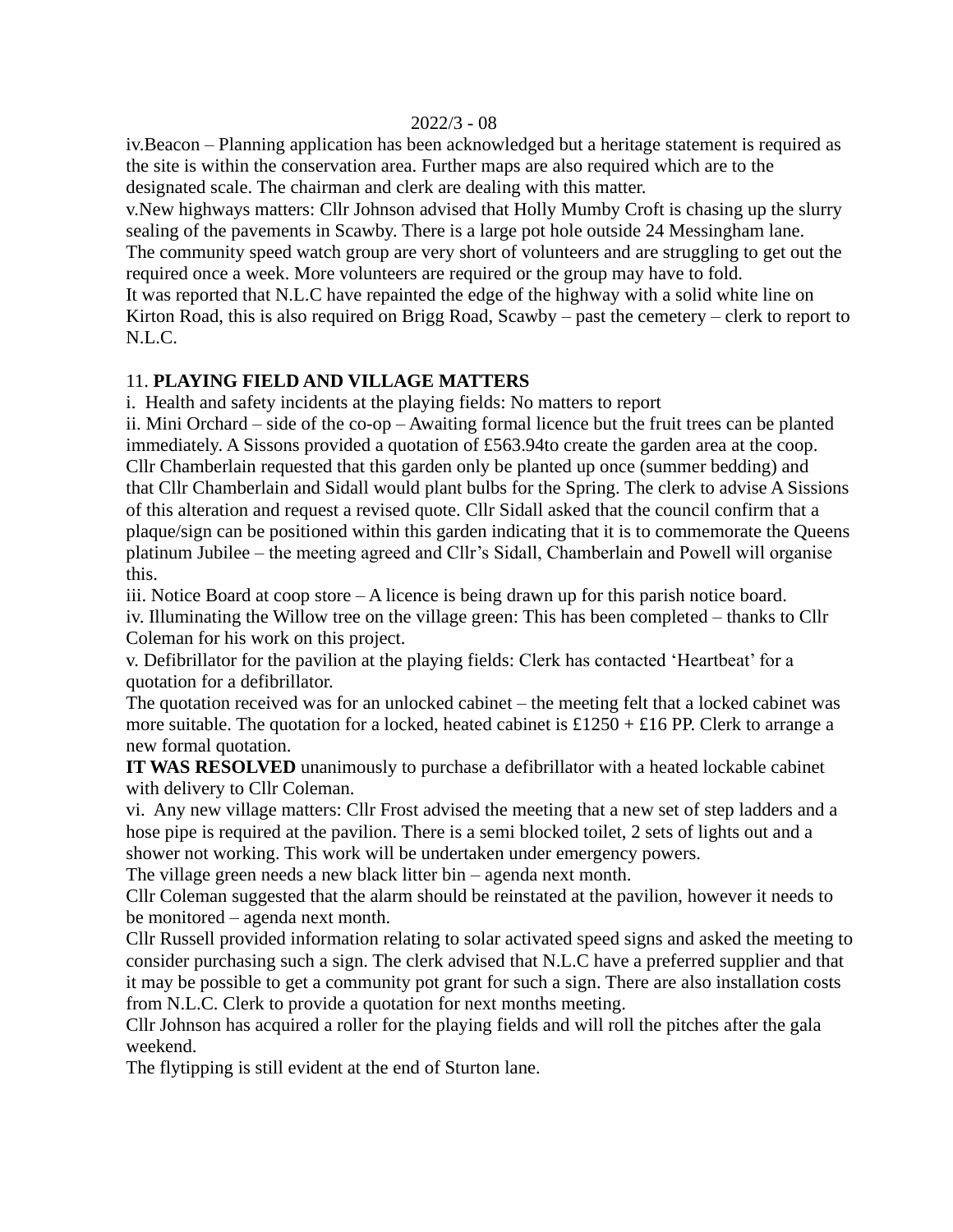iv.Beacon – Planning application has been acknowledged but a heritage statement is required as the site is within the conservation area. Further maps are also required which are to the designated scale. The chairman and clerk are dealing with this matter.

v.New highways matters: Cllr Johnson advised that Holly Mumby Croft is chasing up the slurry sealing of the pavements in Scawby. There is a large pot hole outside 24 Messingham lane.
The community speed watch group are very short of volunteers and are struggling to get out the required once a week. More volunteers are required or the group may have to fold.
It was reported that N.L.C have repainted the edge of the highway with a solid white line on Kirton Road, this is also required on Brigg Road, Scawby – past the cemetery – clerk to report to N.L.C.

11. **PLAYING FIELD AND VILLAGE MATTERS**

i. Health and safety incidents at the playing fields: No matters to report

ii. Mini Orchard – side of the co-op – Awaiting formal licence but the fruit trees can be planted immediately. A Sissons provided a quotation of £563.94to create the garden area at the coop. Cllr Chamberlain requested that this garden only be planted up once (summer bedding) and that Cllr Chamberlain and Sidall would plant bulbs for the Spring. The clerk to advise A Sissions of this alteration and request a revised quote. Cllr Sidall asked that the council confirm that a plaque/sign can be positioned within this garden indicating that it is to commemorate the Queens platinum Jubilee – the meeting agreed and Cllr's Sidall, Chamberlain and Powell will organise this.

iii. Notice Board at coop store – A licence is being drawn up for this parish notice board.

iv. Illuminating the Willow tree on the village green: This has been completed – thanks to Cllr Coleman for his work on this project.

v. Defibrillator for the pavilion at the playing fields: Clerk has contacted 'Heartbeat' for a quotation for a defibrillator.
The quotation received was for an unlocked cabinet – the meeting felt that a locked cabinet was more suitable. The quotation for a locked, heated cabinet is £1250 + £16 PP. Clerk to arrange a new formal quotation.
**IT WAS RESOLVED** unanimously to purchase a defibrillator with a heated lockable cabinet with delivery to Cllr Coleman.

vi. Any new village matters: Cllr Frost advised the meeting that a new set of step ladders and a hose pipe is required at the pavilion. There is a semi blocked toilet, 2 sets of lights out and a shower not working. This work will be undertaken under emergency powers.
The village green needs a new black litter bin – agenda next month.
Cllr Coleman suggested that the alarm should be reinstated at the pavilion, however it needs to be monitored – agenda next month.
Cllr Russell provided information relating to solar activated speed signs and asked the meeting to consider purchasing such a sign. The clerk advised that N.L.C have a preferred supplier and that it may be possible to get a community pot grant for such a sign. There are also installation costs from N.L.C. Clerk to provide a quotation for next months meeting.
Cllr Johnson has acquired a roller for the playing fields and will roll the pitches after the gala weekend.
The flytipping is still evident at the end of Sturton lane.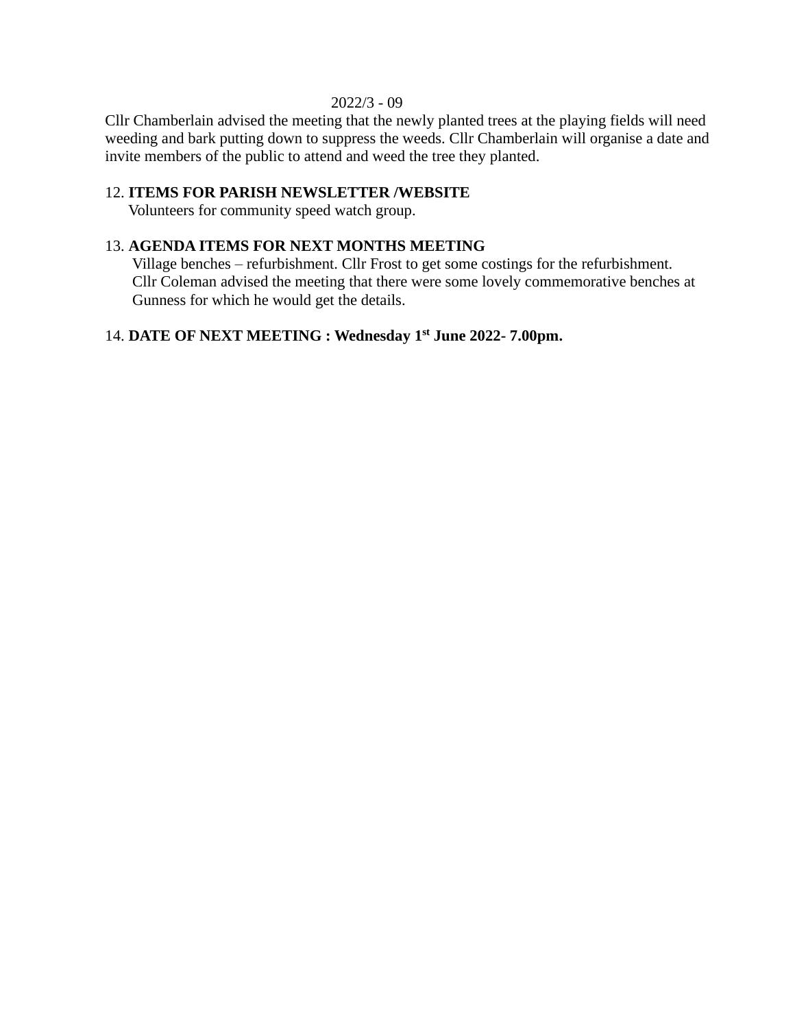Cllr Chamberlain advised the meeting that the newly planted trees at the playing fields will need weeding and bark putting down to suppress the weeds. Cllr Chamberlain will organise a date and invite members of the public to attend and weed the tree they planted.

12. **ITEMS FOR PARISH NEWSLETTER /WEBSITE**
    Volunteers for community speed watch group.

13. **AGENDA ITEMS FOR NEXT MONTHS MEETING**
    Village benches – refurbishment. Cllr Frost to get some costings for the refurbishment.
    Cllr Coleman advised the meeting that there were some lovely commemorative benches at Gunness for which he would get the details.

14. **DATE OF NEXT MEETING : Wednesday 1st June 2022- 7.00pm.**